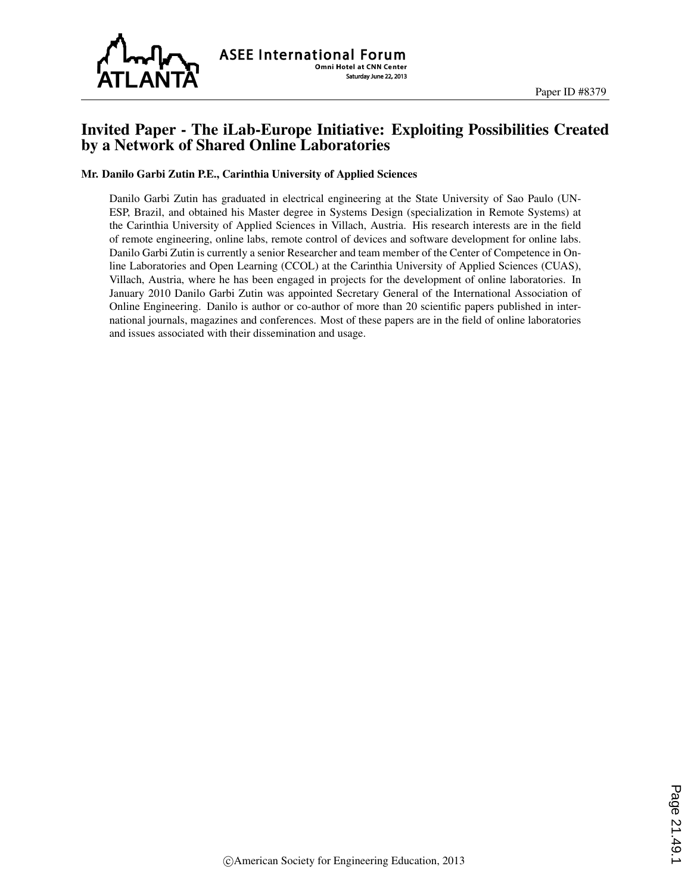# Invited Paper - The iLab-Europe Initiative: Exploiting Possibilities Created by a Network of Shared Online Laboratories

**Mr. Danilo Garbi Zutin P.E., Carinthia University of Applied Sciences**

Danilo Garbi Zutin has graduated in electrical engineering at the State University of Sao Paulo (UNESP, Brazil, and obtained his Master degree in Systems Design (specialization in Remote Systems) at the Carinthia University of Applied Sciences in Villach, Austria. His research interests are in the field of remote engineering, online labs, remote control of devices and software development for online labs. Danilo Garbi Zutin is currently a senior Researcher and team member of the Center of Competence in Online Laboratories and Open Learning (CCOL) at the Carinthia University of Applied Sciences (CUAS), Villach, Austria, where he has been engaged in projects for the development of online laboratories. In January 2010 Danilo Garbi Zutin was appointed Secretary General of the International Association of Online Engineering. Danilo is author or co-author of more than 20 scientific papers published in international journals, magazines and conferences. Most of these papers are in the field of online laboratories and issues associated with their dissemination and usage.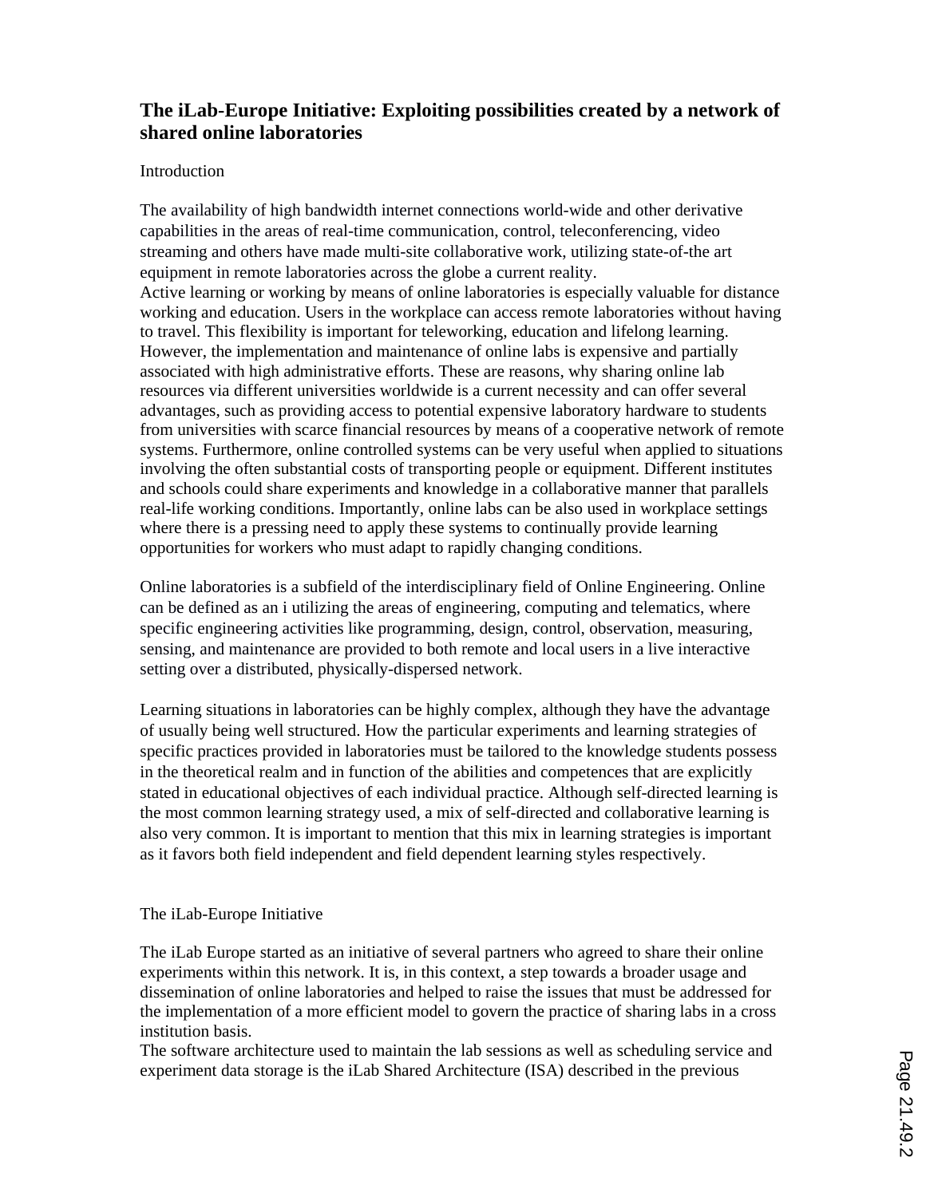# The iLab-Europe Initiative: Exploiting possibilities created by a network of shared online laboratories

## Introduction

The availability of high bandwidth internet connections world-wide and other derivative capabilities in the areas of real-time communication, control, teleconferencing, video streaming and others have made multi-site collaborative work, utilizing state-of-the art equipment in remote laboratories across the globe a current reality.
Active learning or working by means of online laboratories is especially valuable for distance working and education. Users in the workplace can access remote laboratories without having to travel. This flexibility is important for teleworking, education and lifelong learning. However, the implementation and maintenance of online labs is expensive and partially associated with high administrative efforts. These are reasons, why sharing online lab resources via different universities worldwide is a current necessity and can offer several advantages, such as providing access to potential expensive laboratory hardware to students from universities with scarce financial resources by means of a cooperative network of remote systems. Furthermore, online controlled systems can be very useful when applied to situations involving the often substantial costs of transporting people or equipment. Different institutes and schools could share experiments and knowledge in a collaborative manner that parallels real-life working conditions. Importantly, online labs can be also used in workplace settings where there is a pressing need to apply these systems to continually provide learning opportunities for workers who must adapt to rapidly changing conditions.

Online laboratories is a subfield of the interdisciplinary field of Online Engineering. Online can be defined as an i utilizing the areas of engineering, computing and telematics, where specific engineering activities like programming, design, control, observation, measuring, sensing, and maintenance are provided to both remote and local users in a live interactive setting over a distributed, physically-dispersed network.

Learning situations in laboratories can be highly complex, although they have the advantage of usually being well structured. How the particular experiments and learning strategies of specific practices provided in laboratories must be tailored to the knowledge students possess in the theoretical realm and in function of the abilities and competences that are explicitly stated in educational objectives of each individual practice. Although self-directed learning is the most common learning strategy used, a mix of self-directed and collaborative learning is also very common. It is important to mention that this mix in learning strategies is important as it favors both field independent and field dependent learning styles respectively.

## The iLab-Europe Initiative

The iLab Europe started as an initiative of several partners who agreed to share their online experiments within this network. It is, in this context, a step towards a broader usage and dissemination of online laboratories and helped to raise the issues that must be addressed for the implementation of a more efficient model to govern the practice of sharing labs in a cross institution basis.
The software architecture used to maintain the lab sessions as well as scheduling service and experiment data storage is the iLab Shared Architecture (ISA) described in the previous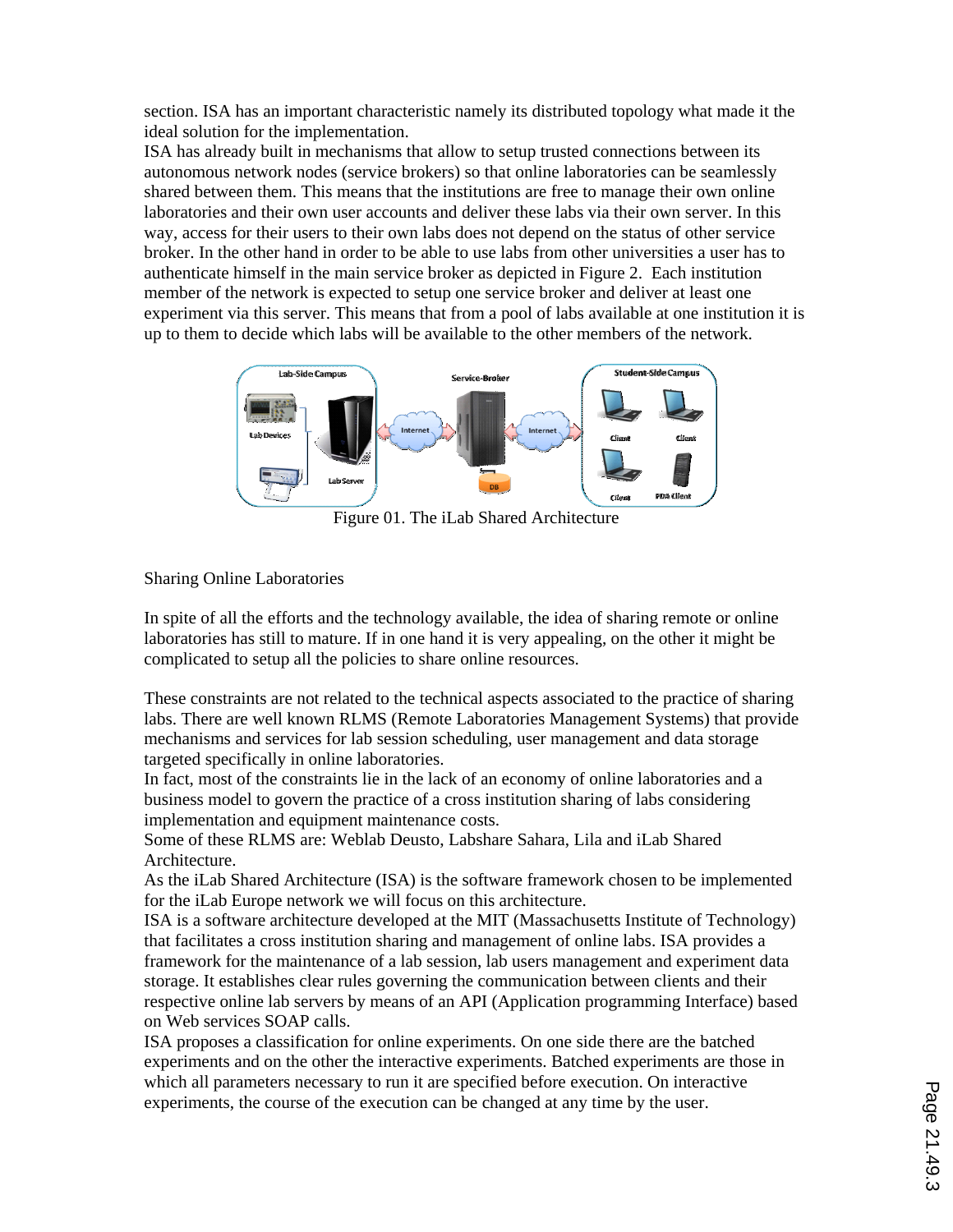section. ISA has an important characteristic namely its distributed topology what made it the ideal solution for the implementation.

ISA has already built in mechanisms that allow to setup trusted connections between its autonomous network nodes (service brokers) so that online laboratories can be seamlessly shared between them. This means that the institutions are free to manage their own online laboratories and their own user accounts and deliver these labs via their own server. In this way, access for their users to their own labs does not depend on the status of other service broker. In the other hand in order to be able to use labs from other universities a user has to authenticate himself in the main service broker as depicted in Figure 2. Each institution member of the network is expected to setup one service broker and deliver at least one experiment via this server. This means that from a pool of labs available at one institution it is up to them to decide which labs will be available to the other members of the network.

Figure 01. The iLab Shared Architecture

## Sharing Online Laboratories

In spite of all the efforts and the technology available, the idea of sharing remote or online laboratories has still to mature. If in one hand it is very appealing, on the other it might be complicated to setup all the policies to share online resources.

These constraints are not related to the technical aspects associated to the practice of sharing labs. There are well known RLMS (Remote Laboratories Management Systems) that provide mechanisms and services for lab session scheduling, user management and data storage targeted specifically in online laboratories.

In fact, most of the constraints lie in the lack of an economy of online laboratories and a business model to govern the practice of a cross institution sharing of labs considering implementation and equipment maintenance costs.

Some of these RLMS are: Weblab Deusto, Labshare Sahara, Lila and iLab Shared Architecture.

As the iLab Shared Architecture (ISA) is the software framework chosen to be implemented for the iLab Europe network we will focus on this architecture.

ISA is a software architecture developed at the MIT (Massachusetts Institute of Technology) that facilitates a cross institution sharing and management of online labs. ISA provides a framework for the maintenance of a lab session, lab users management and experiment data storage. It establishes clear rules governing the communication between clients and their respective online lab servers by means of an API (Application programming Interface) based on Web services SOAP calls.

ISA proposes a classification for online experiments. On one side there are the batched experiments and on the other the interactive experiments. Batched experiments are those in which all parameters necessary to run it are specified before execution. On interactive experiments, the course of the execution can be changed at any time by the user.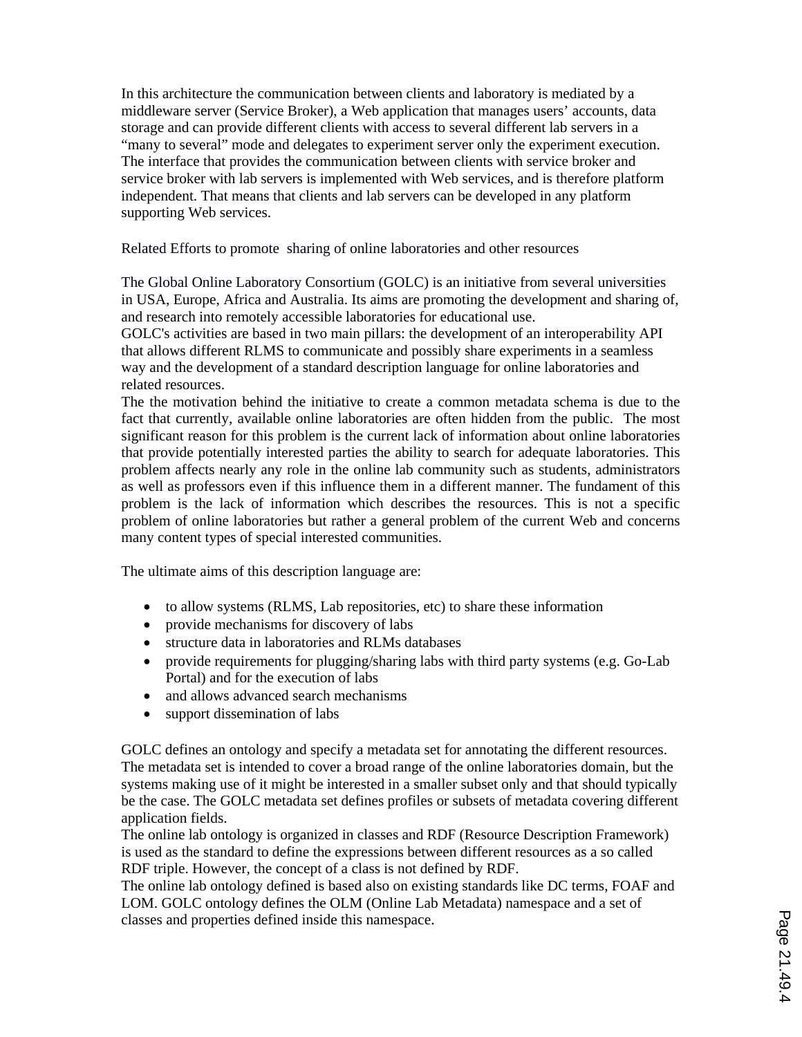In this architecture the communication between clients and laboratory is mediated by a middleware server (Service Broker), a Web application that manages users' accounts, data storage and can provide different clients with access to several different lab servers in a "many to several" mode and delegates to experiment server only the experiment execution. The interface that provides the communication between clients with service broker and service broker with lab servers is implemented with Web services, and is therefore platform independent. That means that clients and lab servers can be developed in any platform supporting Web services.

## Related Efforts to promote sharing of online laboratories and other resources

The Global Online Laboratory Consortium (GOLC) is an initiative from several universities in USA, Europe, Africa and Australia. Its aims are promoting the development and sharing of, and research into remotely accessible laboratories for educational use.
GOLC's activities are based in two main pillars: the development of an interoperability API that allows different RLMS to communicate and possibly share experiments in a seamless way and the development of a standard description language for online laboratories and related resources.
The the motivation behind the initiative to create a common metadata schema is due to the fact that currently, available online laboratories are often hidden from the public. The most significant reason for this problem is the current lack of information about online laboratories that provide potentially interested parties the ability to search for adequate laboratories. This problem affects nearly any role in the online lab community such as students, administrators as well as professors even if this influence them in a different manner. The fundament of this problem is the lack of information which describes the resources. This is not a specific problem of online laboratories but rather a general problem of the current Web and concerns many content types of special interested communities.

The ultimate aims of this description language are:

- to allow systems (RLMS, Lab repositories, etc) to share these information
- provide mechanisms for discovery of labs
- structure data in laboratories and RLMs databases
- provide requirements for plugging/sharing labs with third party systems (e.g. Go-Lab Portal) and for the execution of labs
- and allows advanced search mechanisms
- support dissemination of labs

GOLC defines an ontology and specify a metadata set for annotating the different resources. The metadata set is intended to cover a broad range of the online laboratories domain, but the systems making use of it might be interested in a smaller subset only and that should typically be the case. The GOLC metadata set defines profiles or subsets of metadata covering different application fields.
The online lab ontology is organized in classes and RDF (Resource Description Framework) is used as the standard to define the expressions between different resources as a so called RDF triple. However, the concept of a class is not defined by RDF.
The online lab ontology defined is based also on existing standards like DC terms, FOAF and LOM. GOLC ontology defines the OLM (Online Lab Metadata) namespace and a set of classes and properties defined inside this namespace.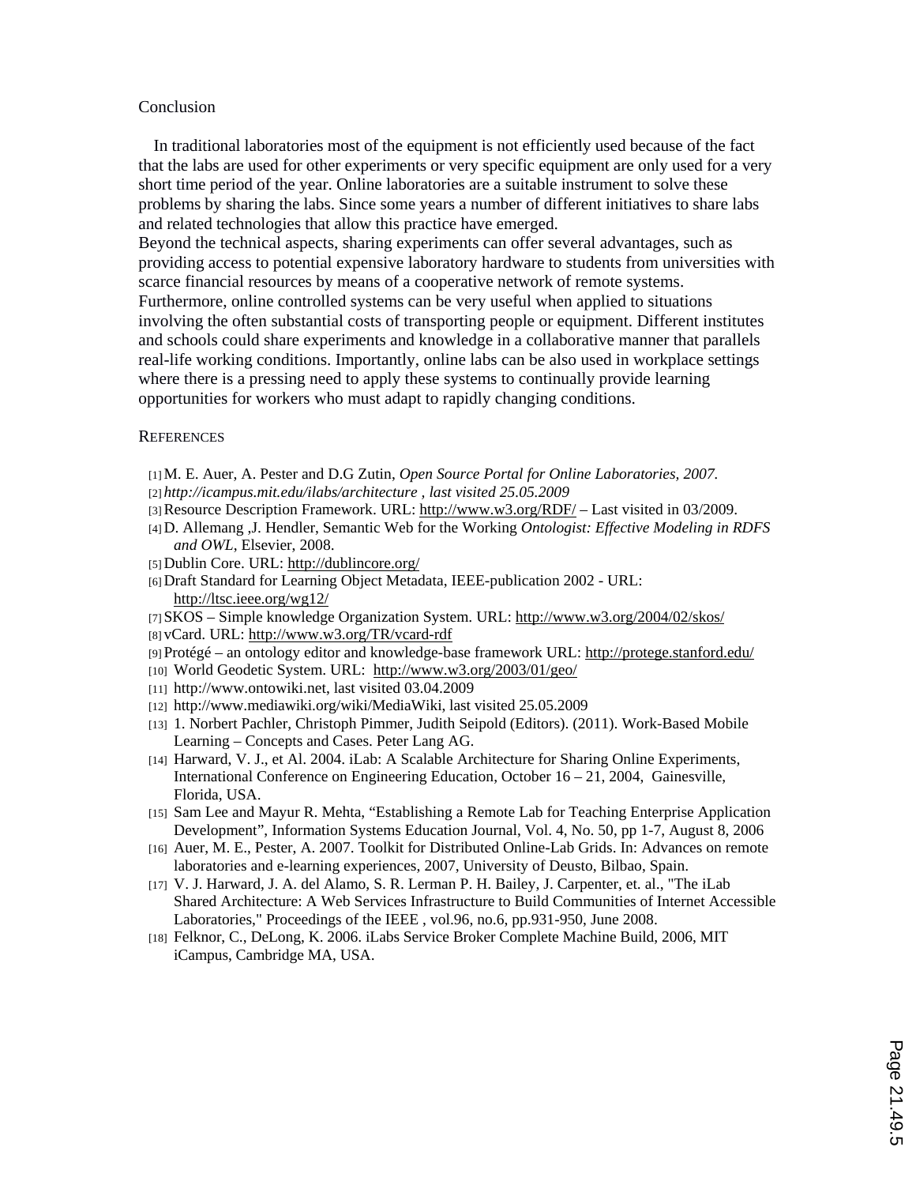## Conclusion

In traditional laboratories most of the equipment is not efficiently used because of the fact that the labs are used for other experiments or very specific equipment are only used for a very short time period of the year. Online laboratories are a suitable instrument to solve these problems by sharing the labs. Since some years a number of different initiatives to share labs and related technologies that allow this practice have emerged.
Beyond the technical aspects, sharing experiments can offer several advantages, such as providing access to potential expensive laboratory hardware to students from universities with scarce financial resources by means of a cooperative network of remote systems. Furthermore, online controlled systems can be very useful when applied to situations involving the often substantial costs of transporting people or equipment. Different institutes and schools could share experiments and knowledge in a collaborative manner that parallels real-life working conditions. Importantly, online labs can be also used in workplace settings where there is a pressing need to apply these systems to continually provide learning opportunities for workers who must adapt to rapidly changing conditions.

## References

[1] M. E. Auer, A. Pester and D.G Zutin, *Open Source Portal for Online Laboratories, 2007.*
[2] *http://icampus.mit.edu/ilabs/architecture , last visited 25.05.2009*
[3] Resource Description Framework. URL: http://www.w3.org/RDF/ – Last visited in 03/2009.
[4] D. Allemang ,J. Hendler, Semantic Web for the Working *Ontologist: Effective Modeling in RDFS and OWL*, Elsevier, 2008.
[5] Dublin Core. URL: http://dublincore.org/
[6] Draft Standard for Learning Object Metadata, IEEE-publication 2002 - URL: http://ltsc.ieee.org/wg12/
[7] SKOS – Simple knowledge Organization System. URL: http://www.w3.org/2004/02/skos/
[8] vCard. URL: http://www.w3.org/TR/vcard-rdf
[9] Protégé – an ontology editor and knowledge-base framework URL: http://protege.stanford.edu/
[10] World Geodetic System. URL: http://www.w3.org/2003/01/geo/
[11] http://www.ontowiki.net, last visited 03.04.2009
[12] http://www.mediawiki.org/wiki/MediaWiki, last visited 25.05.2009
[13] 1. Norbert Pachler, Christoph Pimmer, Judith Seipold (Editors). (2011). Work-Based Mobile Learning – Concepts and Cases. Peter Lang AG.
[14] Harward, V. J., et Al. 2004. iLab: A Scalable Architecture for Sharing Online Experiments, International Conference on Engineering Education, October 16 – 21, 2004, Gainesville, Florida, USA.
[15] Sam Lee and Mayur R. Mehta, "Establishing a Remote Lab for Teaching Enterprise Application Development", Information Systems Education Journal, Vol. 4, No. 50, pp 1-7, August 8, 2006
[16] Auer, M. E., Pester, A. 2007. Toolkit for Distributed Online-Lab Grids. In: Advances on remote laboratories and e-learning experiences, 2007, University of Deusto, Bilbao, Spain.
[17] V. J. Harward, J. A. del Alamo, S. R. Lerman P. H. Bailey, J. Carpenter, et. al., "The iLab Shared Architecture: A Web Services Infrastructure to Build Communities of Internet Accessible Laboratories," Proceedings of the IEEE , vol.96, no.6, pp.931-950, June 2008.
[18] Felknor, C., DeLong, K. 2006. iLabs Service Broker Complete Machine Build, 2006, MIT iCampus, Cambridge MA, USA.